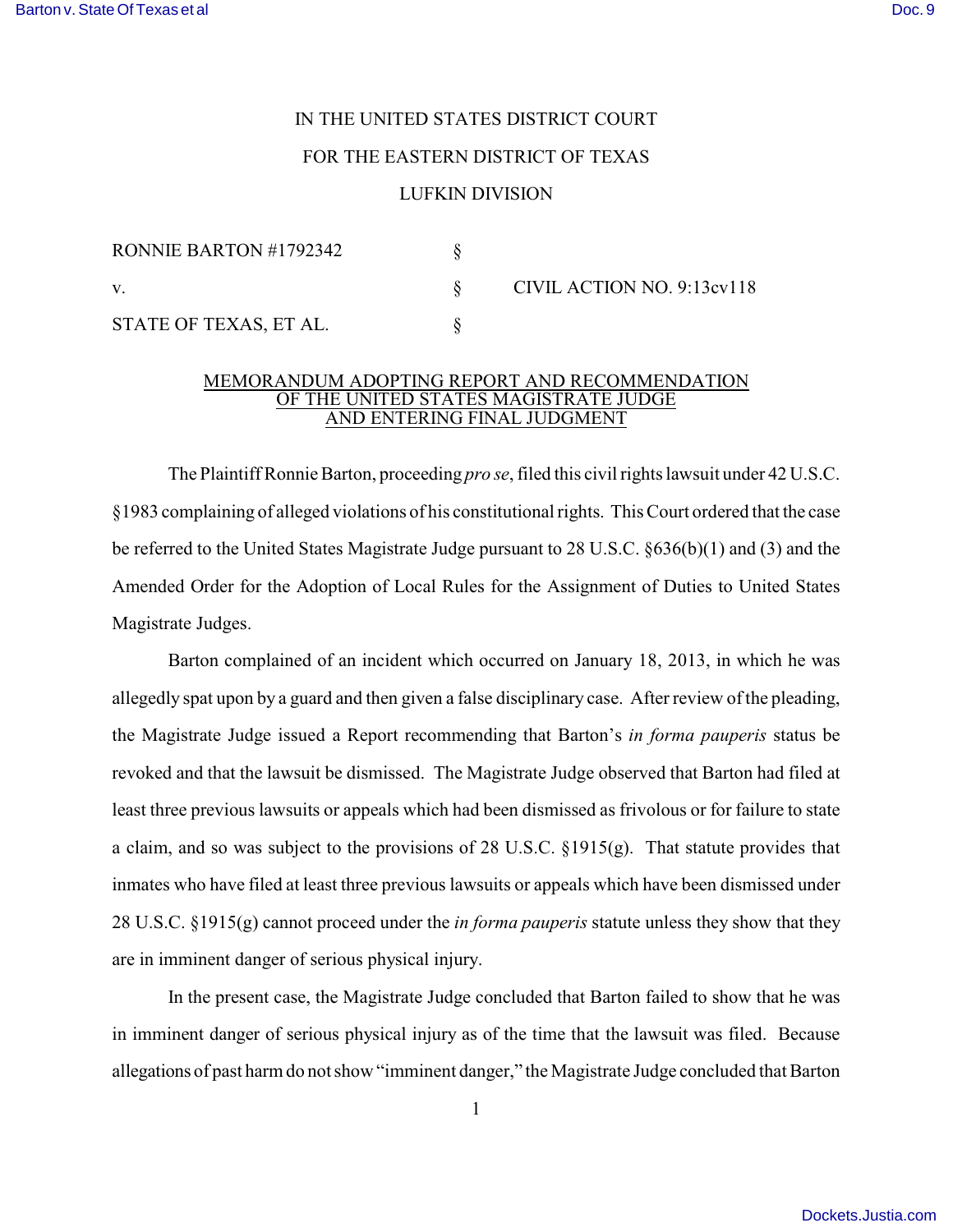IN THE UNITED STATES DISTRICT COURT

FOR THE EASTERN DISTRICT OF TEXAS

LUFKIN DIVISION

| | | |
|---|---|---|
| RONNIE BARTON #1792342 | § | |
| v. | § | CIVIL ACTION NO. 9:13cv118 |
| STATE OF TEXAS, ET AL. | § | |

## MEMORANDUM ADOPTING REPORT AND RECOMMENDATION OF THE UNITED STATES MAGISTRATE JUDGE AND ENTERING FINAL JUDGMENT

The Plaintiff Ronnie Barton, proceeding *pro se*, filed this civil rights lawsuit under 42 U.S.C. §1983 complaining of alleged violations of his constitutional rights. This Court ordered that the case be referred to the United States Magistrate Judge pursuant to 28 U.S.C. §636(b)(1) and (3) and the Amended Order for the Adoption of Local Rules for the Assignment of Duties to United States Magistrate Judges.

Barton complained of an incident which occurred on January 18, 2013, in which he was allegedly spat upon by a guard and then given a false disciplinary case. After review of the pleading, the Magistrate Judge issued a Report recommending that Barton's *in forma pauperis* status be revoked and that the lawsuit be dismissed. The Magistrate Judge observed that Barton had filed at least three previous lawsuits or appeals which had been dismissed as frivolous or for failure to state a claim, and so was subject to the provisions of 28 U.S.C. §1915(g). That statute provides that inmates who have filed at least three previous lawsuits or appeals which have been dismissed under 28 U.S.C. §1915(g) cannot proceed under the *in forma pauperis* statute unless they show that they are in imminent danger of serious physical injury.

In the present case, the Magistrate Judge concluded that Barton failed to show that he was in imminent danger of serious physical injury as of the time that the lawsuit was filed. Because allegations of past harm do not show "imminent danger," the Magistrate Judge concluded that Barton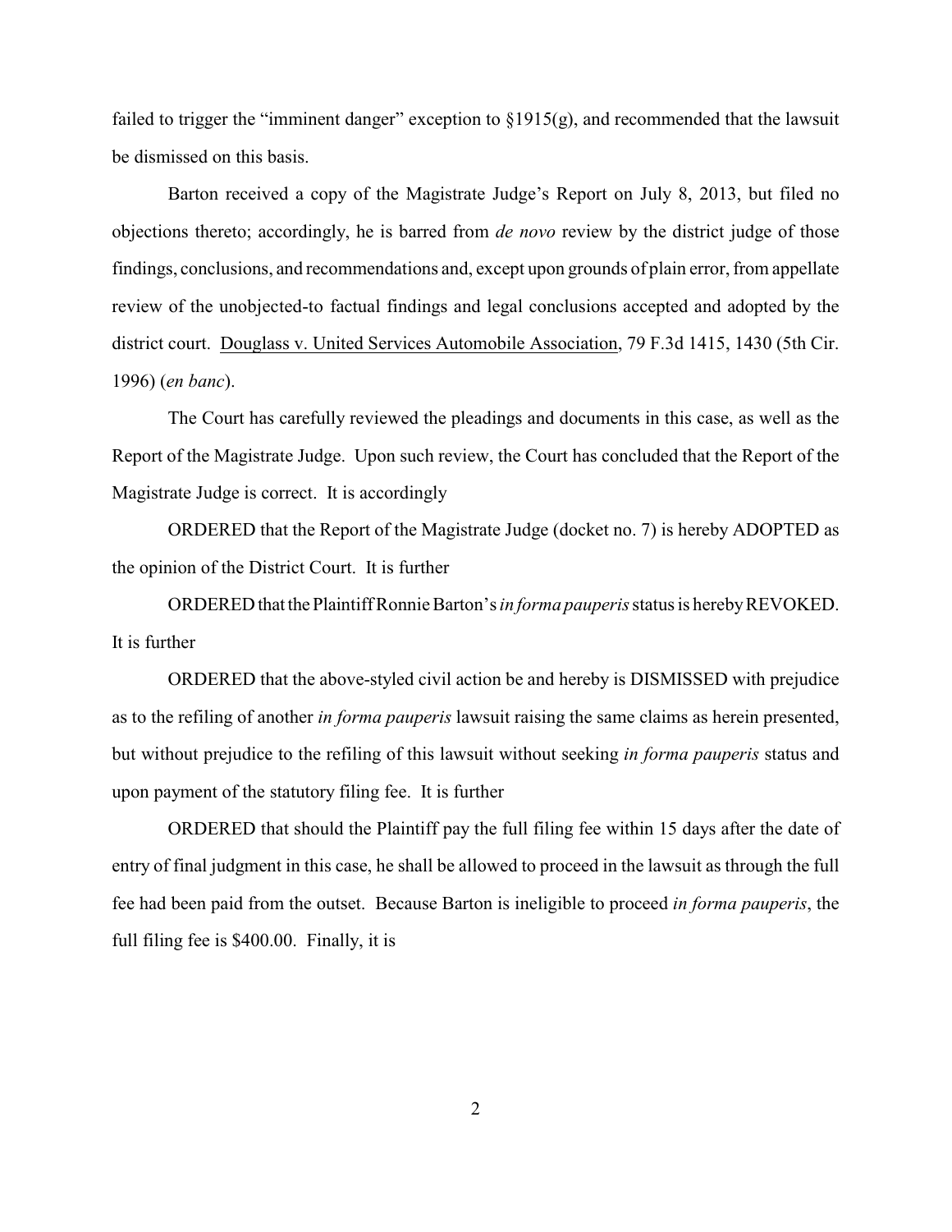failed to trigger the "imminent danger" exception to §1915(g), and recommended that the lawsuit be dismissed on this basis.

Barton received a copy of the Magistrate Judge's Report on July 8, 2013, but filed no objections thereto; accordingly, he is barred from *de novo* review by the district judge of those findings, conclusions, and recommendations and, except upon grounds of plain error, from appellate review of the unobjected-to factual findings and legal conclusions accepted and adopted by the district court. Douglass v. United Services Automobile Association, 79 F.3d 1415, 1430 (5th Cir. 1996) (*en banc*).

The Court has carefully reviewed the pleadings and documents in this case, as well as the Report of the Magistrate Judge. Upon such review, the Court has concluded that the Report of the Magistrate Judge is correct. It is accordingly

ORDERED that the Report of the Magistrate Judge (docket no. 7) is hereby ADOPTED as the opinion of the District Court. It is further

ORDERED that the Plaintiff Ronnie Barton's *in forma pauperis* status is hereby REVOKED. It is further

ORDERED that the above-styled civil action be and hereby is DISMISSED with prejudice as to the refiling of another *in forma pauperis* lawsuit raising the same claims as herein presented, but without prejudice to the refiling of this lawsuit without seeking *in forma pauperis* status and upon payment of the statutory filing fee. It is further

ORDERED that should the Plaintiff pay the full filing fee within 15 days after the date of entry of final judgment in this case, he shall be allowed to proceed in the lawsuit as through the full fee had been paid from the outset. Because Barton is ineligible to proceed *in forma pauperis*, the full filing fee is $400.00. Finally, it is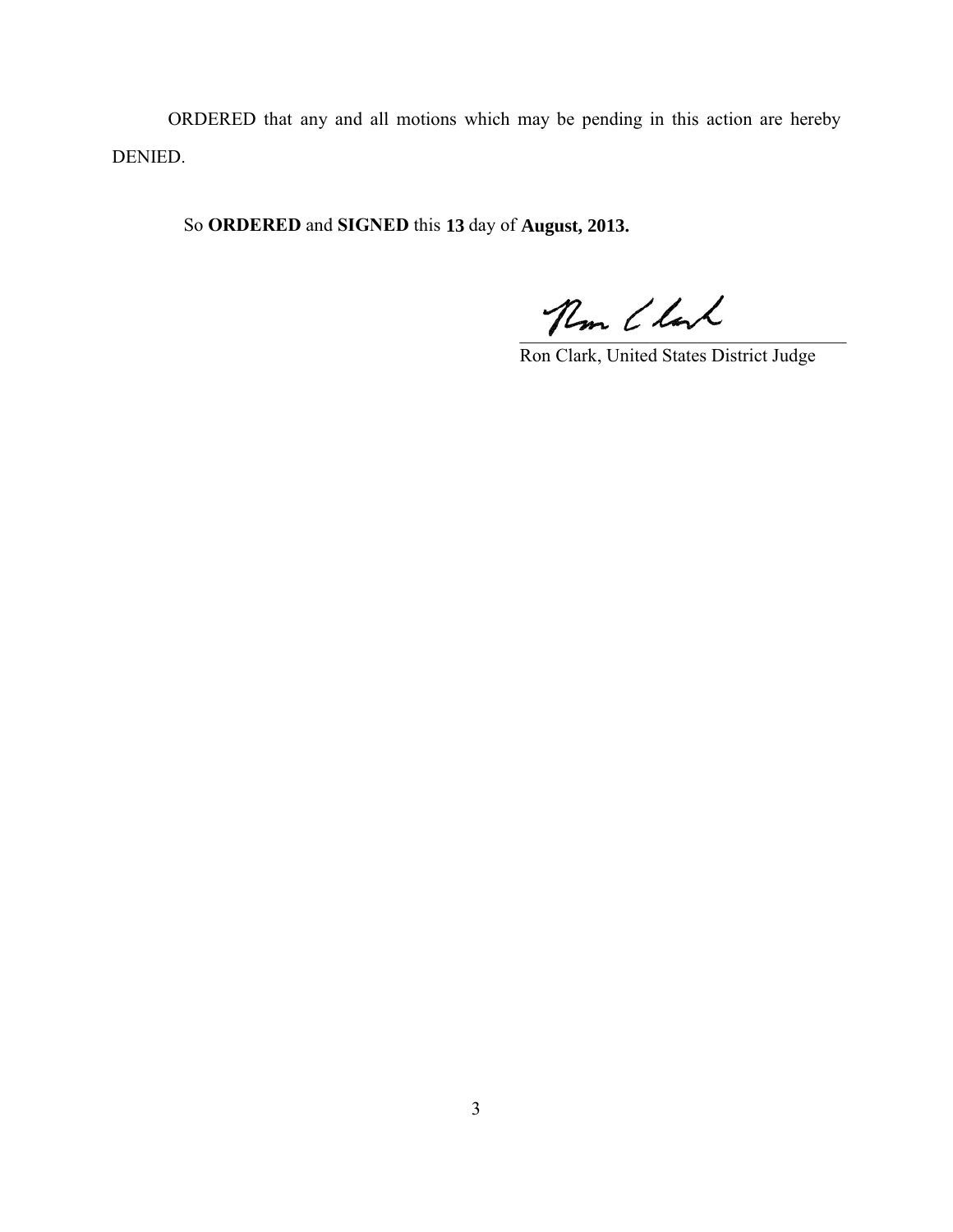ORDERED that any and all motions which may be pending in this action are hereby DENIED.

So **ORDERED** and **SIGNED** this **13** day of **August, 2013.**

Ron Clark, United States District Judge